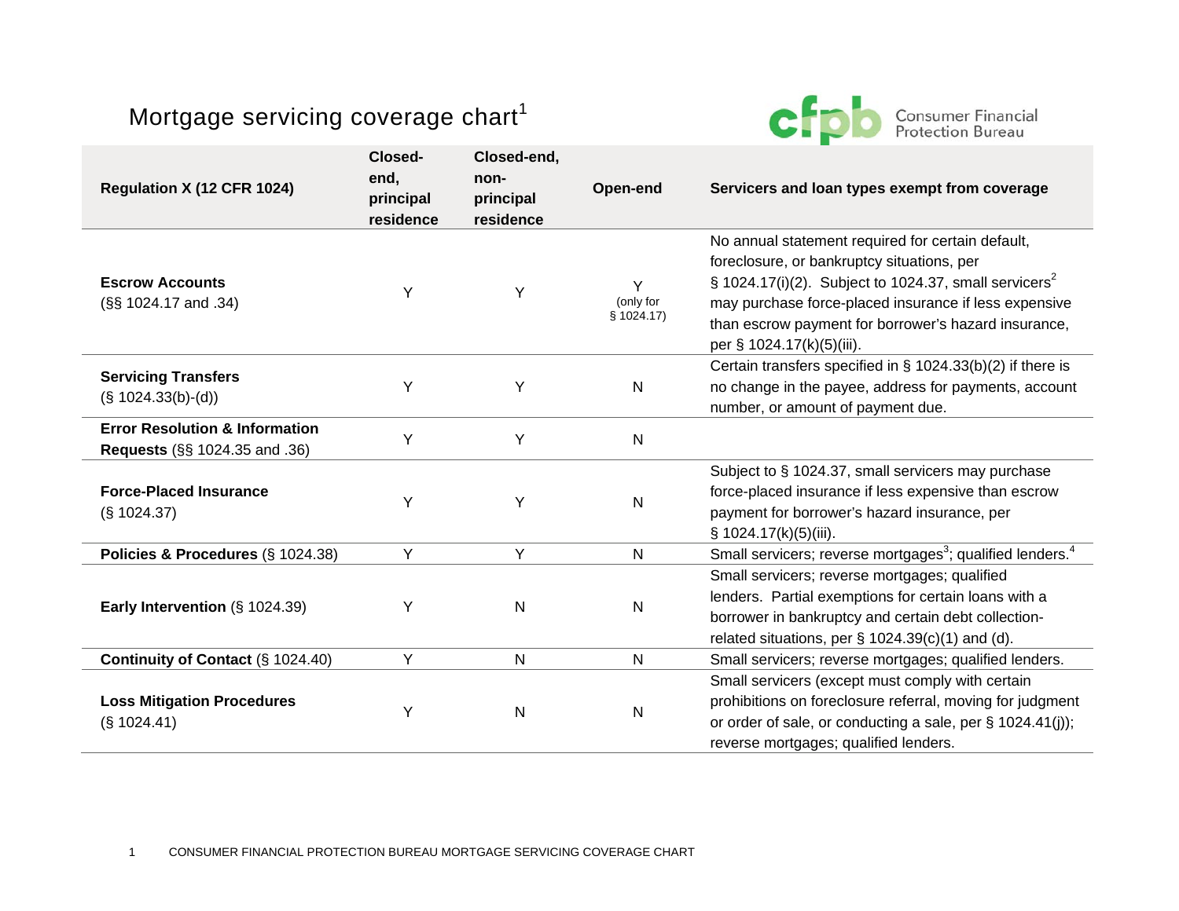# Mortgage servicing coverage chart[1]

| Regulation X (12 CFR 1024) | Closed-end, principal residence | Closed-end, non-principal residence | Open-end | Servicers and loan types exempt from coverage |
|---|---|---|---|---|
| **Escrow Accounts** (§§ 1024.17 and .34) | Y | Y | Y (only for § 1024.17) | No annual statement required for certain default, foreclosure, or bankruptcy situations, per § 1024.17(i)(2). Subject to 1024.37, small servicers[2] may purchase force-placed insurance if less expensive than escrow payment for borrower's hazard insurance, per § 1024.17(k)(5)(iii). |
| **Servicing Transfers** (§ 1024.33(b)-(d)) | Y | Y | N | Certain transfers specified in § 1024.33(b)(2) if there is no change in the payee, address for payments, account number, or amount of payment due. |
| **Error Resolution & Information Requests** (§§ 1024.35 and .36) | Y | Y | N | |
| **Force-Placed Insurance** (§ 1024.37) | Y | Y | N | Subject to § 1024.37, small servicers may purchase force-placed insurance if less expensive than escrow payment for borrower's hazard insurance, per § 1024.17(k)(5)(iii). |
| **Policies & Procedures** (§ 1024.38) | Y | Y | N | Small servicers; reverse mortgages[3]; qualified lenders.[4] |
| **Early Intervention** (§ 1024.39) | Y | N | N | Small servicers; reverse mortgages; qualified lenders. Partial exemptions for certain loans with a borrower in bankruptcy and certain debt collection-related situations, per § 1024.39(c)(1) and (d). |
| **Continuity of Contact** (§ 1024.40) | Y | N | N | Small servicers; reverse mortgages; qualified lenders. |
| **Loss Mitigation Procedures** (§ 1024.41) | Y | N | N | Small servicers (except must comply with certain prohibitions on foreclosure referral, moving for judgment or order of sale, or conducting a sale, per § 1024.41(j)); reverse mortgages; qualified lenders. |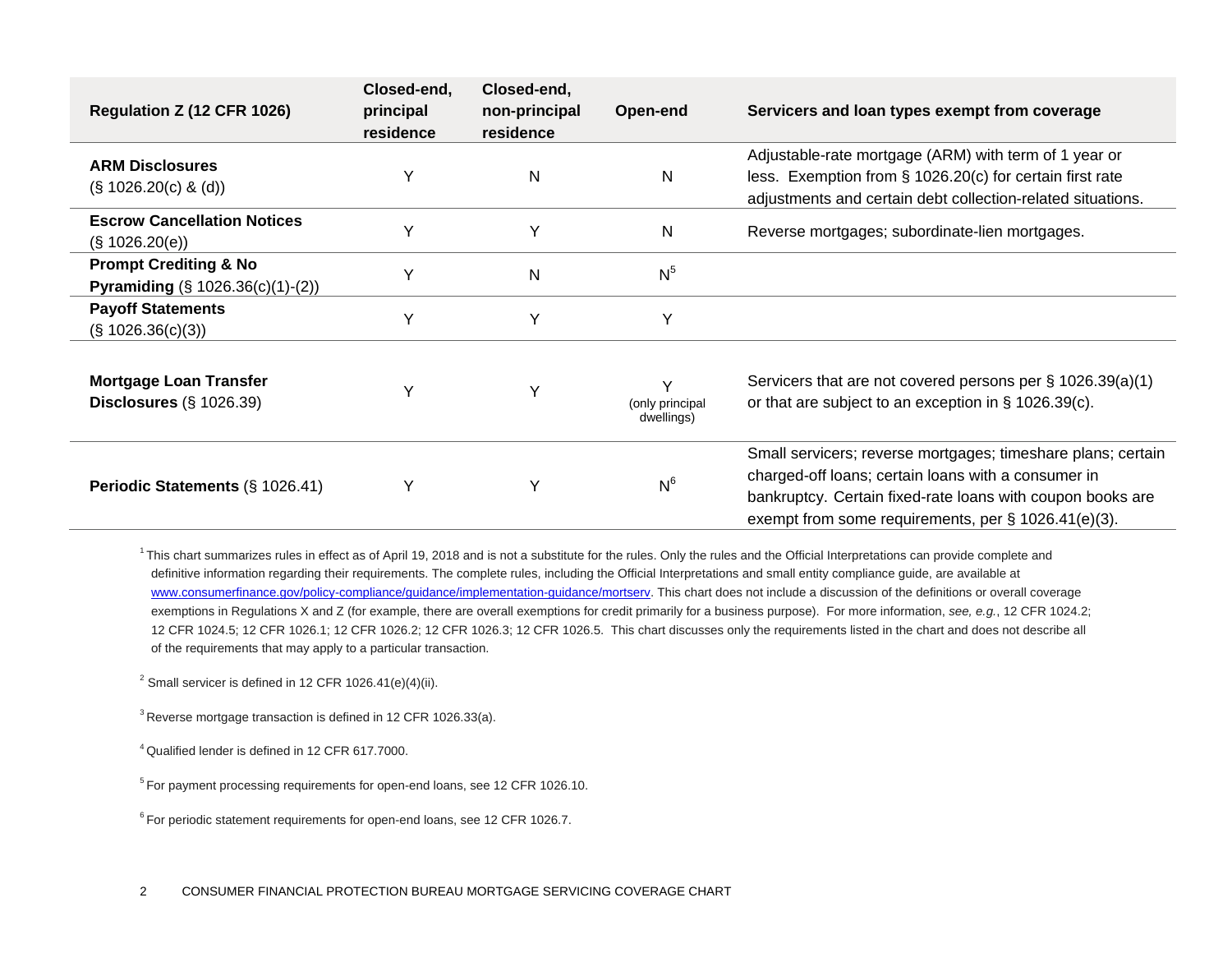| Regulation Z (12 CFR 1026) | Closed-end, principal residence | Closed-end, non-principal residence | Open-end | Servicers and loan types exempt from coverage |
|---|---|---|---|---|
| **ARM Disclosures** (§ 1026.20(c) & (d)) | Y | N | N | Adjustable-rate mortgage (ARM) with term of 1 year or less. Exemption from § 1026.20(c) for certain first rate adjustments and certain debt collection-related situations. |
| **Escrow Cancellation Notices** (§ 1026.20(e)) | Y | Y | N | Reverse mortgages; subordinate-lien mortgages. |
| **Prompt Crediting & No Pyramiding** (§ 1026.36(c)(1)-(2)) | Y | N | N[5] | |
| **Payoff Statements** (§ 1026.36(c)(3)) | Y | Y | Y | |
| **Mortgage Loan Transfer Disclosures** (§ 1026.39) | Y | Y | Y (only principal dwellings) | Servicers that are not covered persons per § 1026.39(a)(1) or that are subject to an exception in § 1026.39(c). |
| **Periodic Statements** (§ 1026.41) | Y | Y | N[6] | Small servicers; reverse mortgages; timeshare plans; certain charged-off loans; certain loans with a consumer in bankruptcy. Certain fixed-rate loans with coupon books are exempt from some requirements, per § 1026.41(e)(3). |

[1] This chart summarizes rules in effect as of April 19, 2018 and is not a substitute for the rules. Only the rules and the Official Interpretations can provide complete and definitive information regarding their requirements. The complete rules, including the Official Interpretations and small entity compliance guide, are available at www.consumerfinance.gov/policy-compliance/guidance/implementation-guidance/mortserv. This chart does not include a discussion of the definitions or overall coverage exemptions in Regulations X and Z (for example, there are overall exemptions for credit primarily for a business purpose). For more information, *see, e.g.*, 12 CFR 1024.2; 12 CFR 1024.5; 12 CFR 1026.1; 12 CFR 1026.2; 12 CFR 1026.3; 12 CFR 1026.5. This chart discusses only the requirements listed in the chart and does not describe all of the requirements that may apply to a particular transaction.

[2] Small servicer is defined in 12 CFR 1026.41(e)(4)(ii).

[3] Reverse mortgage transaction is defined in 12 CFR 1026.33(a).

[4] Qualified lender is defined in 12 CFR 617.7000.

[5] For payment processing requirements for open-end loans, see 12 CFR 1026.10.

[6] For periodic statement requirements for open-end loans, see 12 CFR 1026.7.